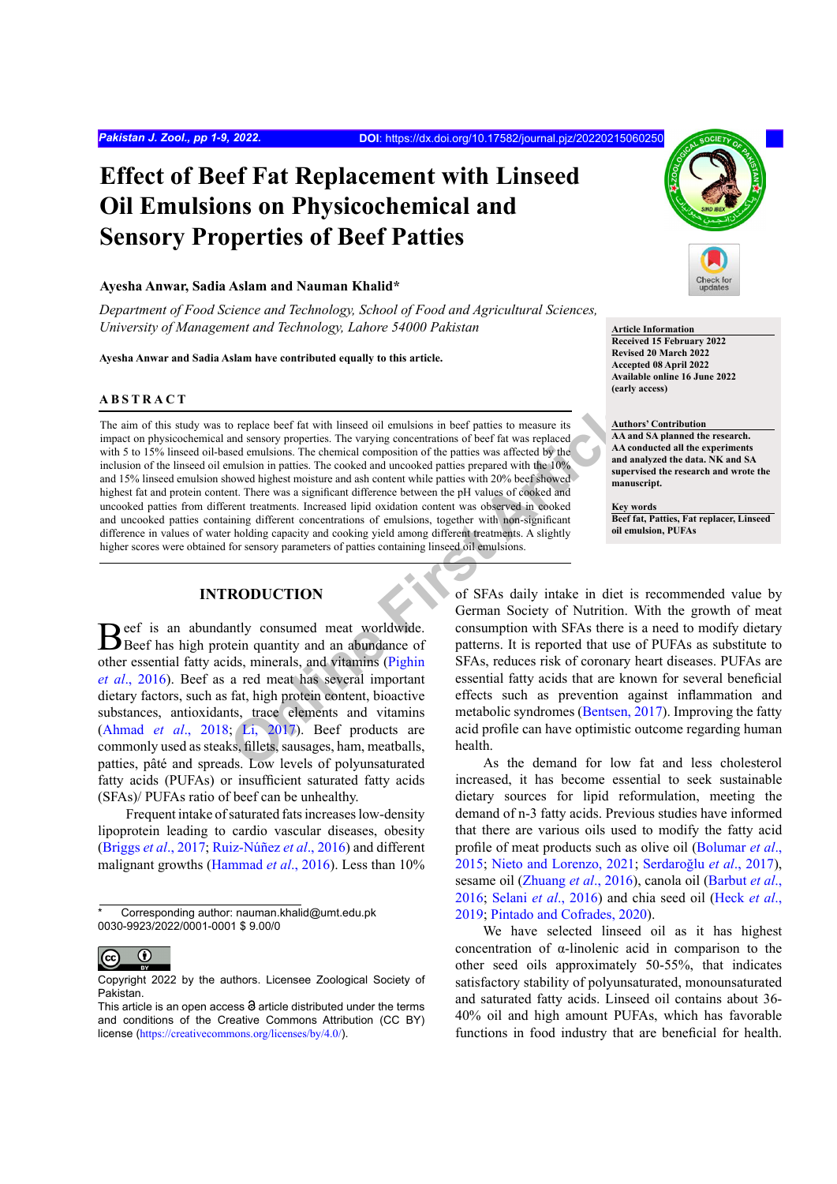# Effect of Beef Fat Replacement with Linseed Oil Emulsions on Physicochemical and Sensory Properties of Beef Patties

**Ayesha Anwar, Sadia Aslam and Nauman Khalid***

*Department of Food Science and Technology, School of Food and Agricultural Sciences, University of Management and Technology, Lahore 54000 Pakistan*

**Ayesha Anwar and Sadia Aslam have contributed equally to this article.**

**Article Information**
Received 15 February 2022
Revised 20 March 2022
Accepted 08 April 2022
Available online 16 June 2022
(early access)

**Authors' Contribution**
AA and SA planned the research. AA conducted all the experiments and analyzed the data. NK and SA supervised the research and wrote the manuscript.

**Key words**
Beef fat, Patties, Fat replacer, Linseed emulsion, PUFAs

## ABSTRACT

The aim of this study was to replace beef fat with linseed oil emulsions in beef patties to measure its impact on physicochemical and sensory properties. The varying concentrations of beef fat was replaced with 5 to 15% linseed oil-based emulsions. The chemical composition of the patties was affected by the inclusion of the linseed oil emulsion in patties. The cooked and uncooked patties prepared with the 10% and 15% linseed emulsion showed highest moisture and ash content while patties with 20% beef showed highest fat and protein content. There was a significant difference between the pH values of cooked and uncooked patties from different treatments. Increased lipid oxidation content was observed in cooked and uncooked patties containing different concentrations of emulsions, together with non-significant difference in values of water holding capacity and cooking yield among different treatments. A slightly higher scores were obtained for sensory parameters of patties containing linseed oil emulsions.

## INTRODUCTION

Beef is an abundantly consumed meat worldwide. Beef has high protein quantity and an abundance of other essential fatty acids, minerals, and vitamins (Pighin *et al*., 2016). Beef as a red meat has several important dietary factors, such as fat, high protein content, bioactive substances, antioxidants, trace elements and vitamins (Ahmad *et al*., 2018; Li, 2017). Beef products are commonly used as steaks, fillets, sausages, ham, meatballs, patties, pâté and spreads. Low levels of polyunsaturated fatty acids (PUFAs) or insufficient saturated fatty acids (SFAs)/ PUFAs ratio of beef can be unhealthy.

Frequent intake of saturated fats increases low-density lipoprotein leading to cardio vascular diseases, obesity (Briggs *et al*., 2017; Ruiz-Núñez *et al*., 2016) and different malignant growths (Hammad *et al*., 2016). Less than 10% of SFAs daily intake in diet is recommended value by German Society of Nutrition. With the growth of meat consumption with SFAs there is a need to modify dietary patterns. It is reported that use of PUFAs as substitute to SFAs, reduces risk of coronary heart diseases. PUFAs are essential fatty acids that are known for several beneficial effects such as prevention against inflammation and metabolic syndromes (Bentsen, 2017). Improving the fatty acid profile can have optimistic outcome regarding human health.

As the demand for low fat and less cholesterol increased, it has become essential to seek sustainable dietary sources for lipid reformulation, meeting the demand of n-3 fatty acids. Previous studies have informed that there are various oils used to modify the fatty acid profile of meat products such as olive oil (Bolumar *et al*., 2015; Nieto and Lorenzo, 2021; Serdaroğlu *et al*., 2017), sesame oil (Zhuang *et al*., 2016), canola oil (Barbut *et al*., 2016; Selani *et al*., 2016) and chia seed oil (Heck *et al*., 2019; Pintado and Cofrades, 2020).

We have selected linseed oil as it has highest concentration of α-linolenic acid in comparison to the other seed oils approximately 50-55%, that indicates satisfactory stability of polyunsaturated, monounsaturated and saturated fatty acids. Linseed oil contains about 36-40% oil and high amount PUFAs, which has favorable functions in food industry that are beneficial for health.

\* Corresponding author: nauman.khalid@umt.edu.pk
0030-9923/2022/0001-0001 $ 9.00/0

Copyright 2022 by the authors. Licensee Zoological Society of Pakistan.
This article is an open access article distributed under the terms and conditions of the Creative Commons Attribution (CC BY) license (https://creativecommons.org/licenses/by/4.0/).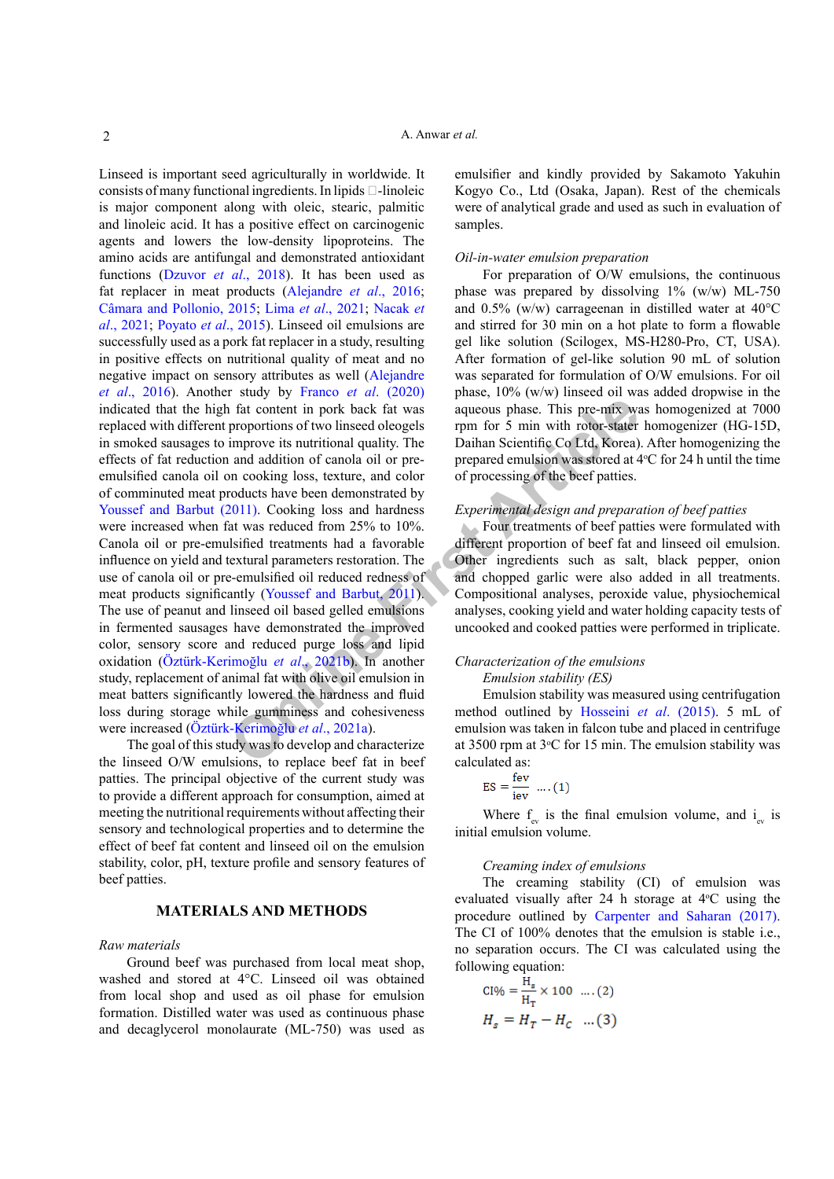Linseed is important seed agriculturally in worldwide. It consists of many functional ingredients. In lipids □-linoleic is major component along with oleic, stearic, palmitic and linoleic acid. It has a positive effect on carcinogenic agents and lowers the low-density lipoproteins. The amino acids are antifungal and demonstrated antioxidant functions (Dzuvor *et al*., 2018). It has been used as fat replacer in meat products (Alejandre *et al*., 2016; Câmara and Pollonio, 2015; Lima *et al*., 2021; Nacak *et al*., 2021; Poyato *et al*., 2015). Linseed oil emulsions are successfully used as a pork fat replacer in a study, resulting in positive effects on nutritional quality of meat and no negative impact on sensory attributes as well (Alejandre *et al*., 2016). Another study by Franco *et al*. (2020) indicated that the high fat content in pork back fat was replaced with different proportions of two linseed oleogels in smoked sausages to improve its nutritional quality. The effects of fat reduction and addition of canola oil or pre-emulsified canola oil on cooking loss, texture, and color of comminuted meat products have been demonstrated by Youssef and Barbut (2011). Cooking loss and hardness were increased when fat was reduced from 25% to 10%. Canola oil or pre-emulsified treatments had a favorable influence on yield and textural parameters restoration. The use of canola oil or pre-emulsified oil reduced redness of meat products significantly (Youssef and Barbut, 2011). The use of peanut and linseed oil based gelled emulsions in fermented sausages have demonstrated the improved color, sensory score and reduced purge loss and lipid oxidation (Öztürk-Kerimoğlu *et al*., 2021b). In another study, replacement of animal fat with olive oil emulsion in meat batters significantly lowered the hardness and fluid loss during storage while gumminess and cohesiveness were increased (Öztürk-Kerimoğlu *et al*., 2021a).

The goal of this study was to develop and characterize the linseed O/W emulsions, to replace beef fat in beef patties. The principal objective of the current study was to provide a different approach for consumption, aimed at meeting the nutritional requirements without affecting their sensory and technological properties and to determine the effect of beef fat content and linseed oil on the emulsion stability, color, pH, texture profile and sensory features of beef patties.

## MATERIALS AND METHODS

*Raw materials*

Ground beef was purchased from local meat shop, washed and stored at 4°C. Linseed oil was obtained from local shop and used as oil phase for emulsion formation. Distilled water was used as continuous phase and decaglycerol monolaurate (ML-750) was used as emulsifier and kindly provided by Sakamoto Yakuhin Kogyo Co., Ltd (Osaka, Japan). Rest of the chemicals were of analytical grade and used as such in evaluation of samples.

*Oil-in-water emulsion preparation*

For preparation of O/W emulsions, the continuous phase was prepared by dissolving 1% (w/w) ML-750 and 0.5% (w/w) carrageenan in distilled water at 40°C and stirred for 30 min on a hot plate to form a flowable gel like solution (Scilogex, MS-H280-Pro, CT, USA). After formation of gel-like solution 90 mL of solution was separated for formulation of O/W emulsions. For oil phase, 10% (w/w) linseed oil was added dropwise in the aqueous phase. This pre-mix was homogenized at 7000 rpm for 5 min with rotor-stater homogenizer (HG-15D, Daihan Scientific Co Ltd, Korea). After homogenizing the prepared emulsion was stored at 4°C for 24 h until the time of processing of the beef patties.

*Experimental design and preparation of beef patties*

Four treatments of beef patties were formulated with different proportion of beef fat and linseed oil emulsion. Other ingredients such as salt, black pepper, onion and chopped garlic were also added in all treatments. Compositional analyses, peroxide value, physiochemical analyses, cooking yield and water holding capacity tests of uncooked and cooked patties were performed in triplicate.

*Characterization of the emulsions*

*Emulsion stability (ES)*

Emulsion stability was measured using centrifugation method outlined by Hosseini *et al*. (2015). 5 mL of emulsion was taken in falcon tube and placed in centrifuge at 3500 rpm at 3°C for 15 min. The emulsion stability was calculated as:

$$ES = \frac{fev}{iev} \quad \ldots(1)$$

Where $f_{ev}$ is the final emulsion volume, and $i_{ev}$ is initial emulsion volume.

*Creaming index of emulsions*

The creaming stability (CI) of emulsion was evaluated visually after 24 h storage at 4°C using the procedure outlined by Carpenter and Saharan (2017). The CI of 100% denotes that the emulsion is stable i.e., no separation occurs. The CI was calculated using the following equation:

$$CI\% = \frac{H_s}{H_T} \times 100 \quad \ldots(2)$$

$$H_s = H_T - H_C \quad \ldots(3)$$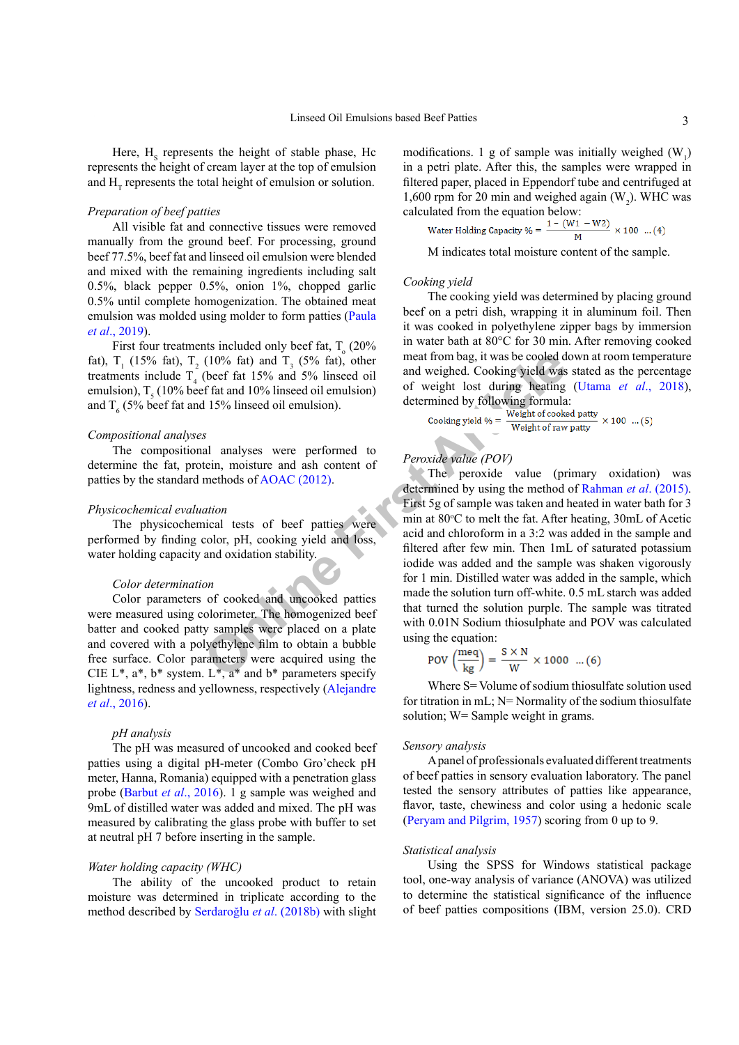Here, $H_S$ represents the height of stable phase, Hc represents the height of cream layer at the top of emulsion and $H_T$ represents the total height of emulsion or solution.

*Preparation of beef patties*

All visible fat and connective tissues were removed manually from the ground beef. For processing, ground beef 77.5%, beef fat and linseed oil emulsion were blended and mixed with the remaining ingredients including salt 0.5%, black pepper 0.5%, onion 1%, chopped garlic 0.5% until complete homogenization. The obtained meat emulsion was molded using molder to form patties (Paula *et al*., 2019).

First four treatments included only beef fat, $T_o$ (20% fat), $T_1$ (15% fat), $T_2$ (10% fat) and $T_3$ (5% fat), other treatments include $T_4$ (beef fat 15% and 5% linseed oil emulsion), $T_5$ (10% beef fat and 10% linseed oil emulsion) and $T_6$ (5% beef fat and 15% linseed oil emulsion).

*Compositional analyses*

The compositional analyses were performed to determine the fat, protein, moisture and ash content of patties by the standard methods of AOAC (2012).

*Physicochemical evaluation*

The physicochemical tests of beef patties were performed by finding color, pH, cooking yield and loss, water holding capacity and oxidation stability.

*Color determination*

Color parameters of cooked and uncooked patties were measured using colorimeter. The homogenized beef batter and cooked patty samples were placed on a plate and covered with a polyethylene film to obtain a bubble free surface. Color parameters were acquired using the CIE L\*, a\*, b\* system. L\*, a\* and b\* parameters specify lightness, redness and yellowness, respectively (Alejandre *et al*., 2016).

*pH analysis*

The pH was measured of uncooked and cooked beef patties using a digital pH-meter (Combo Gro'check pH meter, Hanna, Romania) equipped with a penetration glass probe (Barbut *et al*., 2016). 1 g sample was weighed and 9mL of distilled water was added and mixed. The pH was measured by calibrating the glass probe with buffer to set at neutral pH 7 before inserting in the sample.

*Water holding capacity (WHC)*

The ability of the uncooked product to retain moisture was determined in triplicate according to the method described by Serdaroğlu *et al*. (2018b) with slight modifications. 1 g of sample was initially weighed ($W_1$) in a petri plate. After this, the samples were wrapped in filtered paper, placed in Eppendorf tube and centrifuged at 1,600 rpm for 20 min and weighed again ($W_2$). WHC was calculated from the equation below:

$$\text{Water Holding Capacity \%} = \frac{1-(W1-W2)}{M} \times 100 \quad \ldots(4)$$

M indicates total moisture content of the sample.

*Cooking yield*

The cooking yield was determined by placing ground beef on a petri dish, wrapping it in aluminum foil. Then it was cooked in polyethylene zipper bags by immersion in water bath at 80°C for 30 min. After removing cooked meat from bag, it was be cooled down at room temperature and weighed. Cooking yield was stated as the percentage of weight lost during heating (Utama *et al*., 2018), determined by following formula:

$$\text{Cooking yield \%} = \frac{\text{Weight of cooked patty}}{\text{Weight of raw patty}} \times 100 \quad \ldots(5)$$

*Peroxide value (POV)*

The peroxide value (primary oxidation) was determined by using the method of Rahman *et al*. (2015). First 5g of sample was taken and heated in water bath for 3 min at 80°C to melt the fat. After heating, 30mL of Acetic acid and chloroform in a 3:2 was added in the sample and filtered after few min. Then 1mL of saturated potassium iodide was added and the sample was shaken vigorously for 1 min. Distilled water was added in the sample, which made the solution turn off-white. 0.5 mL starch was added that turned the solution purple. The sample was titrated with 0.01N Sodium thiosulphate and POV was calculated using the equation:

$$\text{POV}\left(\frac{\text{meq}}{\text{kg}}\right) = \frac{S \times N}{W} \times 1000 \quad \ldots(6)$$

Where S= Volume of sodium thiosulfate solution used for titration in mL; N= Normality of the sodium thiosulfate solution; W= Sample weight in grams.

*Sensory analysis*

A panel of professionals evaluated different treatments of beef patties in sensory evaluation laboratory. The panel tested the sensory attributes of patties like appearance, flavor, taste, chewiness and color using a hedonic scale (Peryam and Pilgrim, 1957) scoring from 0 up to 9.

*Statistical analysis*

Using the SPSS for Windows statistical package tool, one-way analysis of variance (ANOVA) was utilized to determine the statistical significance of the influence of beef patties compositions (IBM, version 25.0). CRD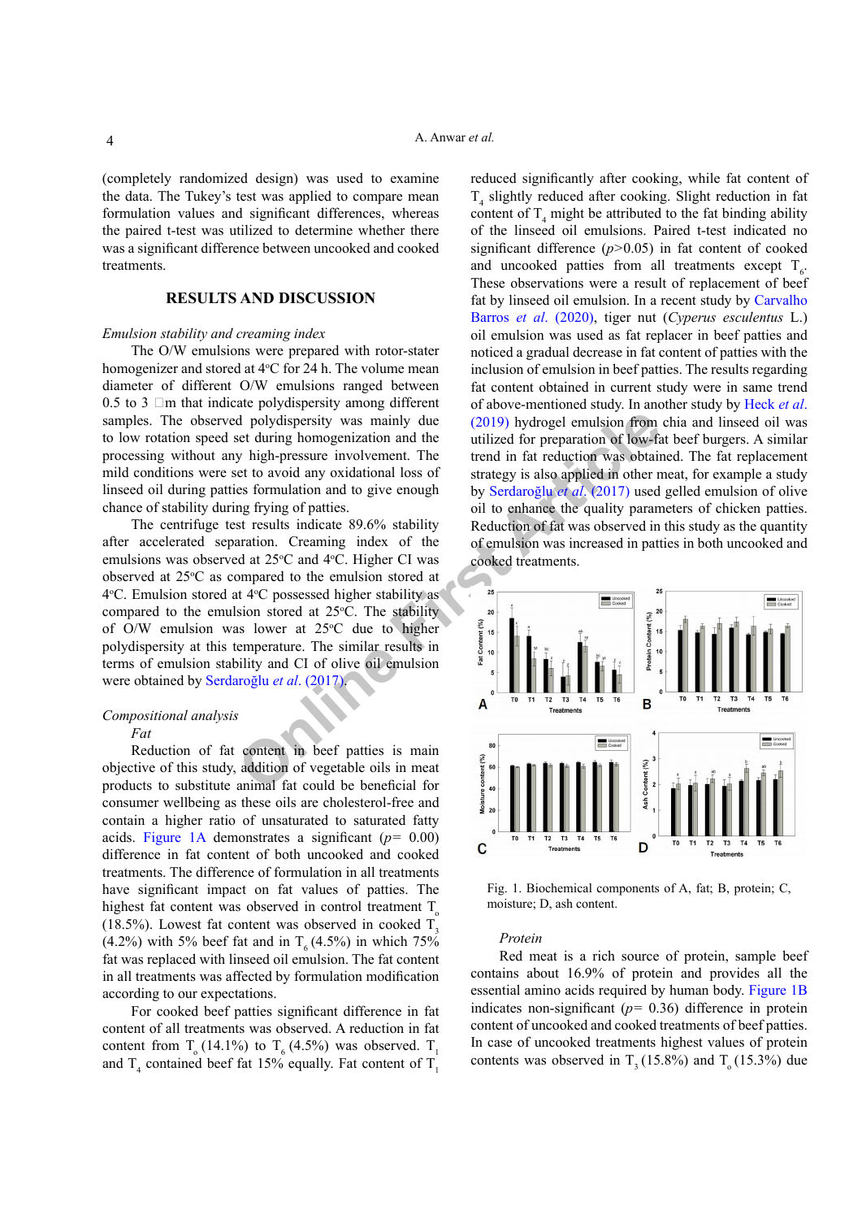(completely randomized design) was used to examine the data. The Tukey's test was applied to compare mean formulation values and significant differences, whereas the paired t-test was utilized to determine whether there was a significant difference between uncooked and cooked treatments.

## RESULTS AND DISCUSSION

*Emulsion stability and creaming index*

The O/W emulsions were prepared with rotor-stater homogenizer and stored at 4°C for 24 h. The volume mean diameter of different O/W emulsions ranged between 0.5 to 3 μm that indicate polydispersity among different samples. The observed polydispersity was mainly due to low rotation speed set during homogenization and the processing without any high-pressure involvement. The mild conditions were set to avoid any oxidational loss of linseed oil during patties formulation and to give enough chance of stability during frying of patties.

The centrifuge test results indicate 89.6% stability after accelerated separation. Creaming index of the emulsions was observed at 25°C and 4°C. Higher CI was observed at 25°C as compared to the emulsion stored at 4°C. Emulsion stored at 4°C possessed higher stability as compared to the emulsion stored at 25°C. The stability of O/W emulsion was lower at 25°C due to higher polydispersity at this temperature. The similar results in terms of emulsion stability and CI of olive oil emulsion were obtained by Serdaroğlu *et al*. (2017).

*Compositional analysis*

*Fat*

Reduction of fat content in beef patties is main objective of this study, addition of vegetable oils in meat products to substitute animal fat could be beneficial for consumer wellbeing as these oils are cholesterol-free and contain a higher ratio of unsaturated to saturated fatty acids. Figure 1A demonstrates a significant ($p$= 0.00) difference in fat content of both uncooked and cooked treatments. The difference of formulation in all treatments have significant impact on fat values of patties. The highest fat content was observed in control treatment $T_o$ (18.5%). Lowest fat content was observed in cooked $T_3$ (4.2%) with 5% beef fat and in $T_6$ (4.5%) in which 75% fat was replaced with linseed oil emulsion. The fat content in all treatments was affected by formulation modification according to our expectations.

For cooked beef patties significant difference in fat content of all treatments was observed. A reduction in fat content from $T_o$ (14.1%) to $T_6$ (4.5%) was observed. $T_1$ and $T_4$ contained beef fat 15% equally. Fat content of $T_1$ reduced significantly after cooking, while fat content of $T_4$ slightly reduced after cooking. Slight reduction in fat content of $T_4$ might be attributed to the fat binding ability of the linseed oil emulsions. Paired t-test indicated no significant difference ($p$>0.05) in fat content of cooked and uncooked patties from all treatments except $T_6$. These observations were a result of replacement of beef fat by linseed oil emulsion. In a recent study by Carvalho Barros *et al*. (2020), tiger nut (*Cyperus esculentus* L.) oil emulsion was used as fat replacer in beef patties and noticed a gradual decrease in fat content of patties with the inclusion of emulsion in beef patties. The results regarding fat content obtained in current study were in same trend of above-mentioned study. In another study by Heck *et al*. (2019) hydrogel emulsion from chia and linseed oil was utilized for preparation of low-fat beef burgers. A similar trend in fat reduction was obtained. The fat replacement strategy is also applied in other meat, for example a study by Serdaroğlu *et al*. (2017) used gelled emulsion of olive oil to enhance the quality parameters of chicken patties. Reduction of fat was observed in this study as the quantity of emulsion was increased in patties in both uncooked and cooked treatments.

Fig. 1. Biochemical components of A, fat; B, protein; C, moisture; D, ash content.

*Protein*

Red meat is a rich source of protein, sample beef contains about 16.9% of protein and provides all the essential amino acids required by human body. Figure 1B indicates non-significant ($p$= 0.36) difference in protein content of uncooked and cooked treatments of beef patties. In case of uncooked treatments highest values of protein contents was observed in $T_3$ (15.8%) and $T_o$ (15.3%) due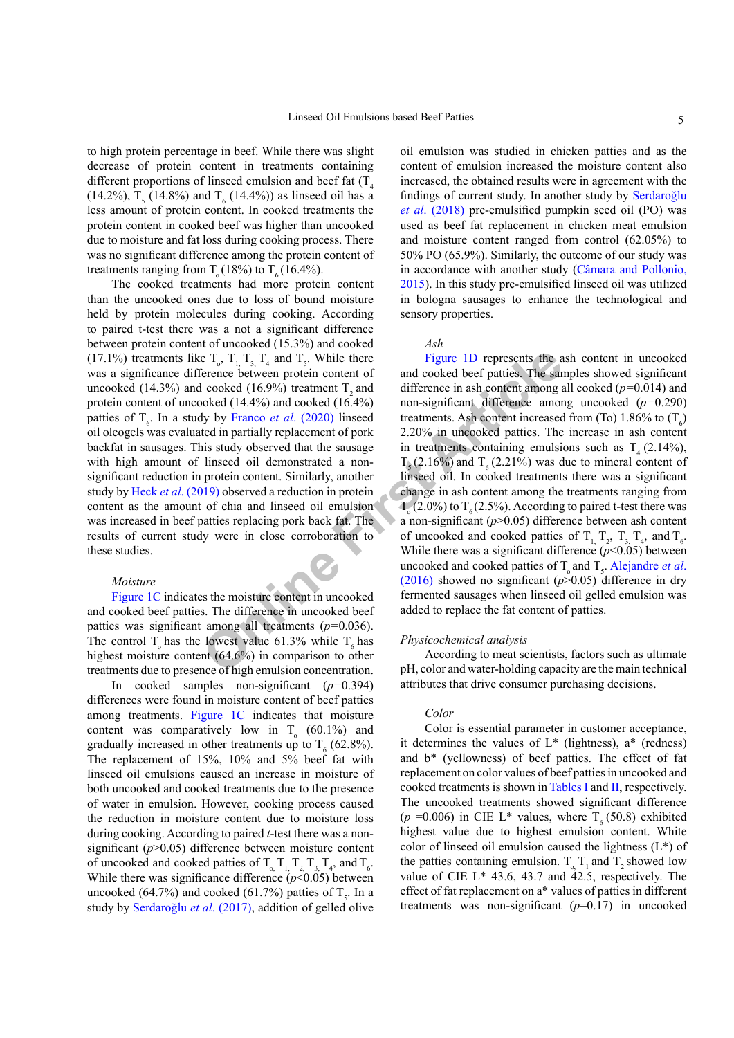to high protein percentage in beef. While there was slight decrease of protein content in treatments containing different proportions of linseed emulsion and beef fat ($T_4$ (14.2%), $T_5$ (14.8%) and $T_6$ (14.4%)) as linseed oil has a less amount of protein content. In cooked treatments the protein content in cooked beef was higher than uncooked due to moisture and fat loss during cooking process. There was no significant difference among the protein content of treatments ranging from $T_o$ (18%) to $T_6$ (16.4%).

The cooked treatments had more protein content than the uncooked ones due to loss of bound moisture held by protein molecules during cooking. According to paired t-test there was a not a significant difference between protein content of uncooked (15.3%) and cooked (17.1%) treatments like $T_o$, $T_1$, $T_3$, $T_4$ and $T_5$. While there was a significant difference between protein content of uncooked (14.3%) and cooked (16.9%) treatment $T_2$ and protein content of uncooked (14.4%) and cooked (16.4%) patties of $T_6$. In a study by Franco *et al*. (2020) linseed oil oleogels was evaluated in partially replacement of pork backfat in sausages. This study observed that the sausage with high amount of linseed oil demonstrated a non-significant reduction in protein content. Similarly, another study by Heck *et al*. (2019) observed a reduction in protein content as the amount of chia and linseed oil emulsion was increased in beef patties replacing pork back fat. The results of current study were in close corroboration to these studies.

*Moisture*

Figure 1C indicates the moisture content in uncooked and cooked beef patties. The difference in uncooked beef patties was significant among all treatments ($p$=0.036). The control $T_o$ has the lowest value 61.3% while $T_6$ has highest moisture content (64.6%) in comparison to other treatments due to presence of high emulsion concentration.

In cooked samples non-significant ($p$=0.394) differences were found in moisture content of beef patties among treatments. Figure 1C indicates that moisture content was comparatively low in $T_o$ (60.1%) and gradually increased in other treatments up to $T_6$ (62.8%). The replacement of 15%, 10% and 5% beef fat with linseed oil emulsions caused an increase in moisture of both uncooked and cooked treatments due to the presence of water in emulsion. However, cooking process caused the reduction in moisture content due to moisture loss during cooking. According to paired *t*-test there was a non-significant ($p$>0.05) difference between moisture content of uncooked and cooked patties of $T_o$, $T_1$, $T_2$, $T_3$, $T_4$, and $T_6$. While there was significance difference ($p$<0.05) between uncooked (64.7%) and cooked (61.7%) patties of $T_5$. In a study by Serdaroğlu *et al*. (2017), addition of gelled olive oil emulsion was studied in chicken patties and as the content of emulsion increased the moisture content also increased, the obtained results were in agreement with the findings of current study. In another study by Serdaroğlu *et al*. (2018) pre-emulsified pumpkin seed oil (PO) was used as beef fat replacement in chicken meat emulsion and moisture content ranged from control (62.05%) to 50% PO (65.9%). Similarly, the outcome of our study was in accordance with another study (Câmara and Pollonio, 2015). In this study pre-emulsified linseed oil was utilized in bologna sausages to enhance the technological and sensory properties.

*Ash*

Figure 1D represents the ash content in uncooked and cooked beef patties. The samples showed significant difference in ash content among all cooked ($p$=0.014) and non-significant difference among uncooked ($p$=0.290) treatments. Ash content increased from (To) 1.86% to ($T_6$) 2.20% in uncooked patties. The increase in ash content in treatments containing emulsions such as $T_4$ (2.14%), $T_5$ (2.16%) and $T_6$ (2.21%) was due to mineral content of linseed oil. In cooked treatments there was a significant change in ash content among the treatments ranging from $T_o$ (2.0%) to $T_6$ (2.5%). According to paired t-test there was a non-significant ($p$>0.05) difference between ash content of uncooked and cooked patties of $T_1$, $T_2$, $T_3$, $T_4$, and $T_6$. While there was a significant difference ($p$<0.05) between uncooked and cooked patties of $T_o$ and $T_5$. Alejandre *et al*. (2016) showed no significant ($p$>0.05) difference in dry fermented sausages when linseed oil gelled emulsion was added to replace the fat content of patties.

*Physicochemical analysis*

According to meat scientists, factors such as ultimate pH, color and water-holding capacity are the main technical attributes that drive consumer purchasing decisions.

*Color*

Color is essential parameter in customer acceptance, it determines the values of L* (lightness), a* (redness) and b* (yellowness) of beef patties. The effect of fat replacement on color values of beef patties in uncooked and cooked treatments is shown in Tables I and II, respectively. The uncooked treatments showed significant difference ($p$ =0.006) in CIE L* values, where $T_6$ (50.8) exhibited highest value due to highest emulsion content. White color of linseed oil emulsion caused the lightness (L*) of the patties containing emulsion. $T_o$, $T_1$ and $T_2$ showed low value of CIE L* 43.6, 43.7 and 42.5, respectively. The effect of fat replacement on a* values of patties in different treatments was non-significant ($p$=0.17) in uncooked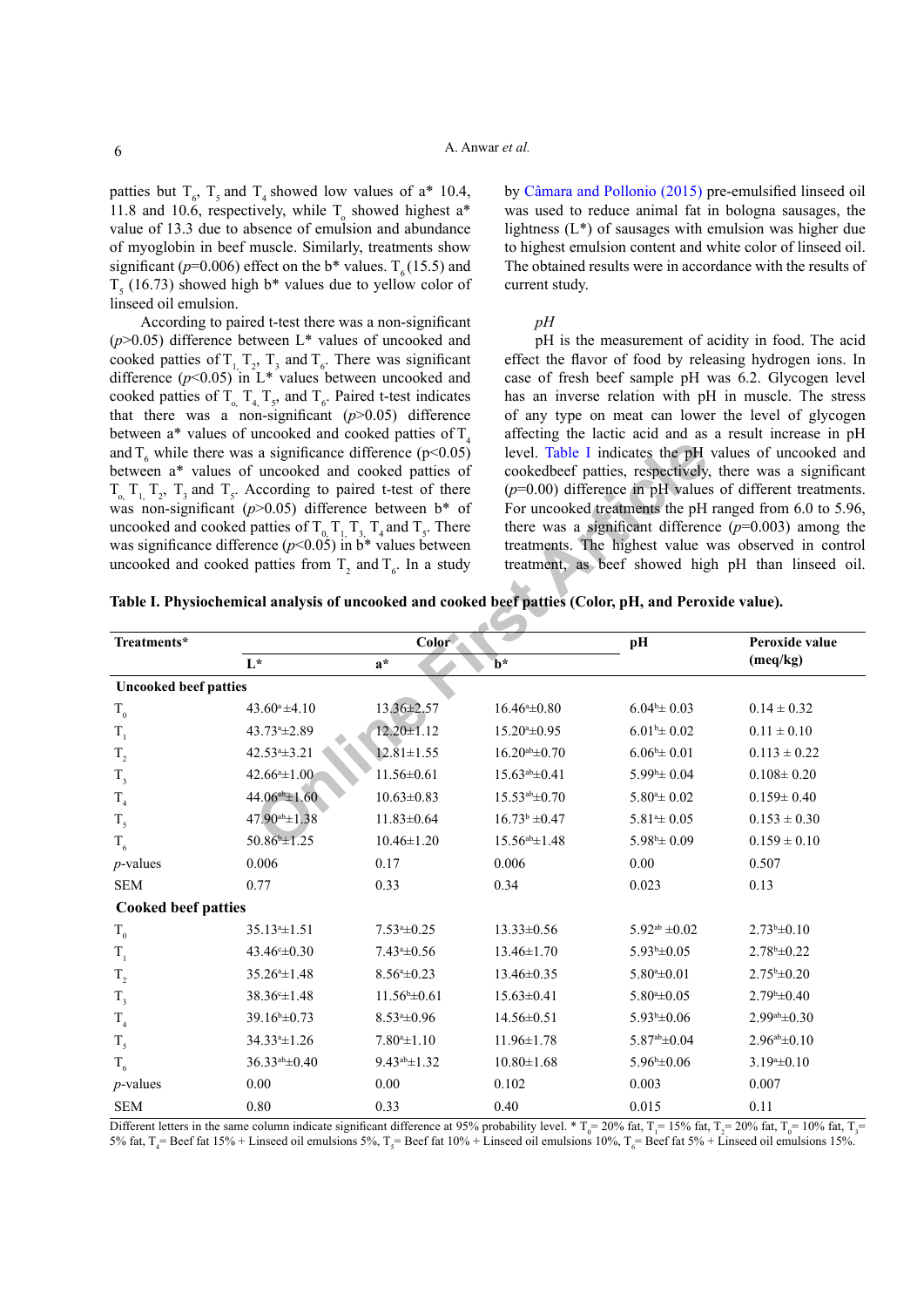patties but $T_6$, $T_5$ and $T_4$ showed low values of a* 10.4, 11.8 and 10.6, respectively, while $T_o$ showed highest a* value of 13.3 due to absence of emulsion and abundance of myoglobin in beef muscle. Similarly, treatments show significant ($p$=0.006) effect on the b* values. $T_6$ (15.5) and $T_5$ (16.73) showed high b* values due to yellow color of linseed oil emulsion.

According to paired t-test there was a non-significant ($p$>0.05) difference between L* values of uncooked and cooked patties of $T_1$, $T_2$, $T_3$ and $T_6$. There was significant difference ($p$<0.05) in L* values between uncooked and cooked patties of $T_0$, $T_4$, $T_5$, and $T_6$. Paired t-test indicates that there was a non-significant ($p$>0.05) difference between a* values of uncooked and cooked patties of $T_4$ and $T_6$ while there was a significance difference (p<0.05) between a* values of uncooked and cooked patties of $T_0$, $T_1$, $T_2$, $T_3$ and $T_5$. According to paired t-test of there was non-significant ($p$>0.05) difference between b* of uncooked and cooked patties of $T_0$, $T_1$, $T_3$, $T_4$ and $T_5$. There was significance difference ($p$<0.05) in b* values between uncooked and cooked patties from $T_2$ and $T_6$. In a study by Câmara and Pollonio (2015) pre-emulsified linseed oil was used to reduce animal fat in bologna sausages, the lightness (L*) of sausages with emulsion was higher due to highest emulsion content and white color of linseed oil. The obtained results were in accordance with the results of current study.

*pH*

pH is the measurement of acidity in food. The acid effect the flavor of food by releasing hydrogen ions. In case of fresh beef sample pH was 6.2. Glycogen level has an inverse relation with pH in muscle. The stress of any type on meat can lower the level of glycogen affecting the lactic acid and as a result increase in pH level. Table I indicates the pH values of uncooked and cookedbeef patties, respectively, there was a significant ($p$=0.00) difference in pH values of different treatments. For uncooked treatments the pH ranged from 6.0 to 5.96, there was a significant difference ($p$=0.003) among the treatments. The highest value was observed in control treatment, as beef showed high pH than linseed oil.

**Table I. Physiochemical analysis of uncooked and cooked beef patties (Color, pH, and Peroxide value).**

| Treatments* | Color | | | pH | Peroxide value (meq/kg) |
|---|---|---|---|---|---|
| | L* | a* | b* | | |
| **Uncooked beef patties** | | | | | |
| $T_0$ | $43.60^a \pm 4.10$ | $13.36 \pm 2.57$ | $16.46^a \pm 0.80$ | $6.04^b \pm 0.03$ | $0.14 \pm 0.32$ |
| $T_1$ | $43.73^a \pm 2.89$ | $12.20 \pm 1.12$ | $15.20^a \pm 0.95$ | $6.01^b \pm 0.02$ | $0.11 \pm 0.10$ |
| $T_2$ | $42.53^a \pm 3.21$ | $12.81 \pm 1.55$ | $16.20^{ab} \pm 0.70$ | $6.06^b \pm 0.01$ | $0.113 \pm 0.22$ |
| $T_3$ | $42.66^a \pm 1.00$ | $11.56 \pm 0.61$ | $15.63^{ab} \pm 0.41$ | $5.99^b \pm 0.04$ | $0.108 \pm 0.20$ |
| $T_4$ | $44.06^{ab} \pm 1.60$ | $10.63 \pm 0.83$ | $15.53^{ab} \pm 0.70$ | $5.80^a \pm 0.02$ | $0.159 \pm 0.40$ |
| $T_5$ | $47.90^{ab} \pm 1.38$ | $11.83 \pm 0.64$ | $16.73^b \pm 0.47$ | $5.81^a \pm 0.05$ | $0.153 \pm 0.30$ |
| $T_6$ | $50.86^b \pm 1.25$ | $10.46 \pm 1.20$ | $15.56^{ab} \pm 1.48$ | $5.98^b \pm 0.09$ | $0.159 \pm 0.10$ |
| $p$-values | 0.006 | 0.17 | 0.006 | 0.00 | 0.507 |
| SEM | 0.77 | 0.33 | 0.34 | 0.023 | 0.13 |
| **Cooked beef patties** | | | | | |
| $T_0$ | $35.13^a \pm 1.51$ | $7.53^a \pm 0.25$ | $13.33 \pm 0.56$ | $5.92^{ab} \pm 0.02$ | $2.73^b \pm 0.10$ |
| $T_1$ | $43.46^c \pm 0.30$ | $7.43^a \pm 0.56$ | $13.46 \pm 1.70$ | $5.93^b \pm 0.05$ | $2.78^b \pm 0.22$ |
| $T_2$ | $35.26^a \pm 1.48$ | $8.56^a \pm 0.23$ | $13.46 \pm 0.35$ | $5.80^a \pm 0.01$ | $2.75^b \pm 0.20$ |
| $T_3$ | $38.36^c \pm 1.48$ | $11.56^b \pm 0.61$ | $15.63 \pm 0.41$ | $5.80^a \pm 0.05$ | $2.79^b \pm 0.40$ |
| $T_4$ | $39.16^b \pm 0.73$ | $8.53^a \pm 0.96$ | $14.56 \pm 0.51$ | $5.93^b \pm 0.06$ | $2.99^{ab} \pm 0.30$ |
| $T_5$ | $34.33^a \pm 1.26$ | $7.80^a \pm 1.10$ | $11.96 \pm 1.78$ | $5.87^{ab} \pm 0.04$ | $2.96^{ab} \pm 0.10$ |
| $T_6$ | $36.33^{ab} \pm 0.40$ | $9.43^{ab} \pm 1.32$ | $10.80 \pm 1.68$ | $5.96^b \pm 0.06$ | $3.19^a \pm 0.10$ |
| $p$-values | 0.00 | 0.00 | 0.102 | 0.003 | 0.007 |
| SEM | 0.80 | 0.33 | 0.40 | 0.015 | 0.11 |

Different letters in the same column indicate significant difference at 95% probability level. * $T_0$= 20% fat, $T_1$= 15% fat, $T_2$= 20% fat, $T_0$= 10% fat, $T_3$= 5% fat, $T_4$= Beef fat 15% + Linseed oil emulsions 5%, $T_5$= Beef fat 10% + Linseed oil emulsions 10%, $T_6$= Beef fat 5% + Linseed oil emulsions 15%.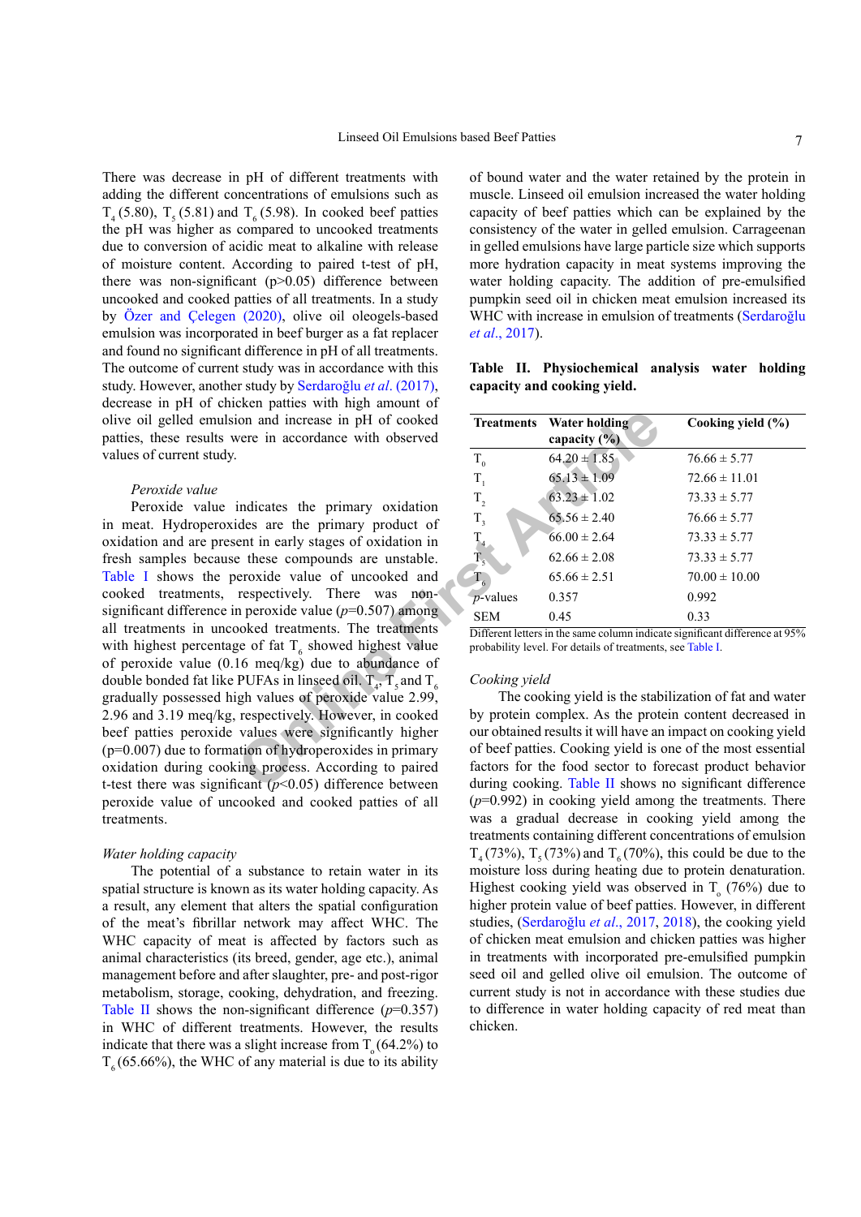There was decrease in pH of different treatments with adding the different concentrations of emulsions such as $T_4$ (5.80), $T_5$ (5.81) and $T_6$ (5.98). In cooked beef patties the pH was higher as compared to uncooked treatments due to conversion of acidic meat to alkaline with release of moisture content. According to paired t-test of pH, there was non-significant ($p>0.05$) difference between uncooked and cooked patties of all treatments. In a study by Özer and Çelegen (2020), olive oil oleogels-based emulsion was incorporated in beef burger as a fat replacer and found no significant difference in pH of all treatments. The outcome of current study was in accordance with this study. However, another study by Serdaroğlu *et al*. (2017), decrease in pH of chicken patties with high amount of olive oil gelled emulsion and increase in pH of cooked patties, these results were in accordance with observed values of current study.

*Peroxide value*

Peroxide value indicates the primary oxidation in meat. Hydroperoxides are the primary product of oxidation and are present in early stages of oxidation in fresh samples because these compounds are unstable. Table I shows the peroxide value of uncooked and cooked treatments, respectively. There was non-significant difference in peroxide value ($p$=0.507) among all treatments in uncooked treatments. The treatments with highest percentage of fat $T_6$ showed highest value of peroxide value (0.16 meq/kg) due to abundance of double bonded fat like PUFAs in linseed oil. $T_4$, $T_5$ and $T_6$ gradually possessed high values of peroxide value 2.99, 2.96 and 3.19 meq/kg, respectively. However, in cooked beef patties peroxide values were significantly higher (p=0.007) due to formation of hydroperoxides in primary oxidation during cooking process. According to paired t-test there was significant ($p<0.05$) difference between peroxide value of uncooked and cooked patties of all treatments.

*Water holding capacity*

The potential of a substance to retain water in its spatial structure is known as its water holding capacity. As a result, any element that alters the spatial configuration of the meat's fibrillar network may affect WHC. The WHC capacity of meat is affected by factors such as animal characteristics (its breed, gender, age etc.), animal management before and after slaughter, pre- and post-rigor metabolism, storage, cooking, dehydration, and freezing. Table II shows the non-significant difference ($p$=0.357) in WHC of different treatments. However, the results indicate that there was a slight increase from $T_0$ (64.2%) to $T_6$ (65.66%), the WHC of any material is due to its ability of bound water and the water retained by the protein in muscle. Linseed oil emulsion increased the water holding capacity of beef patties which can be explained by the consistency of the water in gelled emulsion. Carrageenan in gelled emulsions have large particle size which supports more hydration capacity in meat systems improving the water holding capacity. The addition of pre-emulsified pumpkin seed oil in chicken meat emulsion increased its WHC with increase in emulsion of treatments (Serdaroğlu *et al*., 2017).

**Table II. Physiochemical analysis water holding capacity and cooking yield.**

| Treatments | Water holding capacity (%) | Cooking yield (%) |
|---|---|---|
| $T_0$ | 64.20 ± 1.85 | 76.66 ± 5.77 |
| $T_1$ | 65.13 ± 1.09 | 72.66 ± 11.01 |
| $T_2$ | 63.23 ± 1.02 | 73.33 ± 5.77 |
| $T_3$ | 65.56 ± 2.40 | 76.66 ± 5.77 |
| $T_4$ | 66.00 ± 2.64 | 73.33 ± 5.77 |
| $T_5$ | 62.66 ± 2.08 | 73.33 ± 5.77 |
| $T_6$ | 65.66 ± 2.51 | 70.00 ± 10.00 |
| $p$-values | 0.357 | 0.992 |
| SEM | 0.45 | 0.33 |

Different letters in the same column indicate significant difference at 95% probability level. For details of treatments, see Table I.

*Cooking yield*

The cooking yield is the stabilization of fat and water by protein complex. As the protein content decreased in our obtained results it will have an impact on cooking yield of beef patties. Cooking yield is one of the most essential factors for the food sector to forecast product behavior during cooking. Table II shows no significant difference ($p$=0.992) in cooking yield among the treatments. There was a gradual decrease in cooking yield among the treatments containing different concentrations of emulsion $T_4$ (73%), $T_5$ (73%) and $T_6$ (70%), this could be due to the moisture loss during heating due to protein denaturation. Highest cooking yield was observed in $T_0$ (76%) due to higher protein value of beef patties. However, in different studies, (Serdaroğlu *et al*., 2017, 2018), the cooking yield of chicken meat emulsion and chicken patties was higher in treatments with incorporated pre-emulsified pumpkin seed oil and gelled olive oil emulsion. The outcome of current study is not in accordance with these studies due to difference in water holding capacity of red meat than chicken.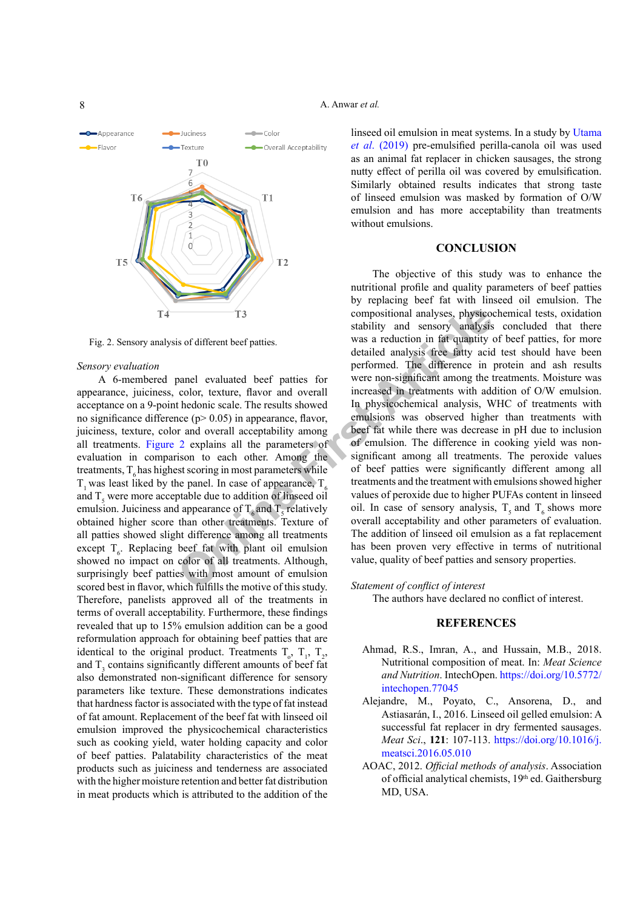Fig. 2. Sensory analysis of different beef patties.

*Sensory evaluation*

A 6-membered panel evaluated beef patties for appearance, juiciness, color, texture, flavor and overall acceptance on a 9-point hedonic scale. The results showed no significance difference (p> 0.05) in appearance, flavor, juiciness, texture, color and overall acceptability among all treatments. Figure 2 explains all the parameters of evaluation in comparison to each other. Among the treatments, $T_6$ has highest scoring in most parameters while $T_1$ was least liked by the panel. In case of appearance, $T_6$ and $T_5$ were more acceptable due to addition of linseed oil emulsion. Juiciness and appearance of $T_6$ and $T_5$ relatively obtained higher score than other treatments. Texture of all patties showed slight difference among all treatments except $T_6$. Replacing beef fat with plant oil emulsion showed no impact on color of all treatments. Although, surprisingly beef patties with most amount of emulsion scored best in flavor, which fulfills the motive of this study. Therefore, panelists approved all of the treatments in terms of overall acceptability. Furthermore, these findings revealed that up to 15% emulsion addition can be a good reformulation approach for obtaining beef patties that are identical to the original product. Treatments $T_o$, $T_1$, $T_2$, and $T_3$ contains significantly different amounts of beef fat also demonstrated non-significant difference for sensory parameters like texture. These demonstrations indicates that hardness factor is associated with the type of fat instead of fat amount. Replacement of the beef fat with linseed oil emulsion improved the physicochemical characteristics such as cooking yield, water holding capacity and color of beef patties. Palatability characteristics of the meat products such as juiciness and tenderness are associated with the higher moisture retention and better fat distribution in meat products which is attributed to the addition of the linseed oil emulsion in meat systems. In a study by Utama *et al*. (2019) pre-emulsified perilla-canola oil was used as an animal fat replacer in chicken sausages, the strong nutty effect of perilla oil was covered by emulsification. Similarly obtained results indicates that strong taste of linseed emulsion was masked by formation of O/W emulsion and has more acceptability than treatments without emulsions.

## CONCLUSION

The objective of this study was to enhance the nutritional profile and quality parameters of beef patties by replacing beef fat with linseed oil emulsion. The compositional analyses, physicochemical tests, oxidation stability and sensory analysis concluded that there was a reduction in fat quantity of beef patties, for more detailed analysis free fatty acid test should have been performed. The difference in protein and ash results were non-significant among the treatments. Moisture was increased in treatments with addition of O/W emulsion. In physicochemical analysis, WHC of treatments with emulsions was observed higher than treatments with beef fat while there was decrease in pH due to inclusion of emulsion. The difference in cooking yield was non-significant among all treatments. The peroxide values of beef patties were significantly different among all treatments and the treatment with emulsions showed higher values of peroxide due to higher PUFAs content in linseed oil. In case of sensory analysis, $T_5$ and $T_6$ shows more overall acceptability and other parameters of evaluation. The addition of linseed oil emulsion as a fat replacement has been proven very effective in terms of nutritional value, quality of beef patties and sensory properties.

*Statement of conflict of interest*

The authors have declared no conflict of interest.

## REFERENCES

Ahmad, R.S., Imran, A., and Hussain, M.B., 2018. Nutritional composition of meat. In: *Meat Science and Nutrition*. IntechOpen. https://doi.org/10.5772/intechopen.77045

Alejandre, M., Poyato, C., Ansorena, D., and Astiasarán, I., 2016. Linseed oil gelled emulsion: A successful fat replacer in dry fermented sausages. *Meat Sci*., **121**: 107-113. https://doi.org/10.1016/j.meatsci.2016.05.010

AOAC, 2012. *Official methods of analysis*. Association of official analytical chemists, 19th ed. Gaithersburg MD, USA.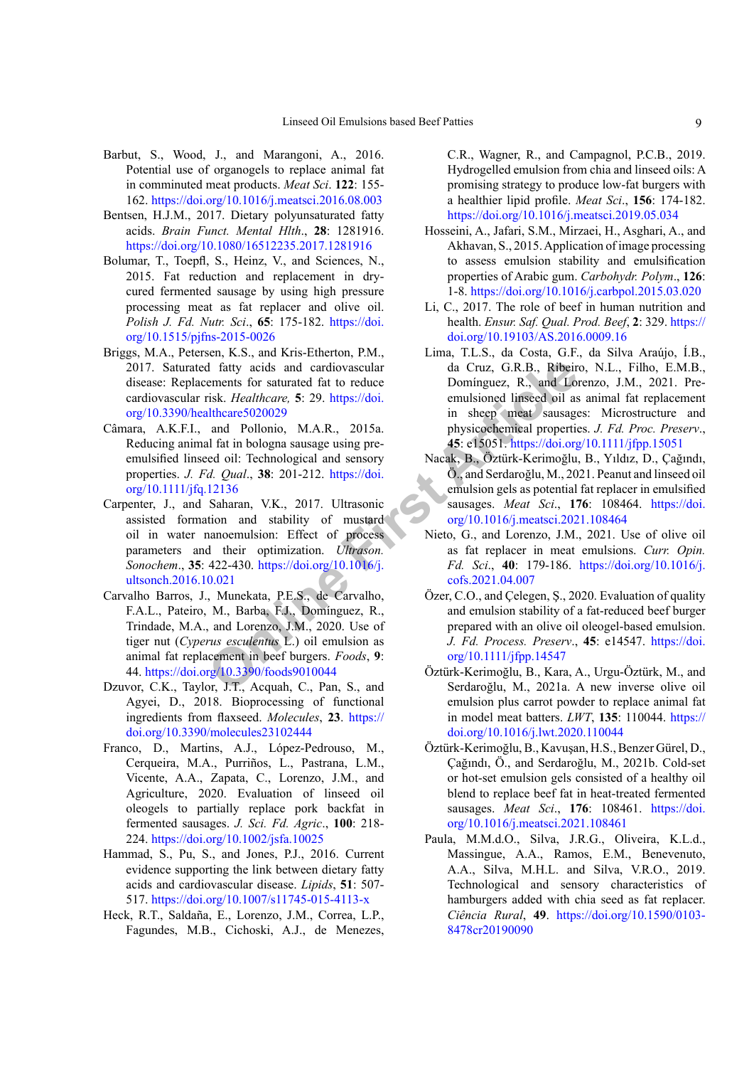Barbut, S., Wood, J., and Marangoni, A., 2016. Potential use of organogels to replace animal fat in comminuted meat products. *Meat Sci*. **122**: 155-162. https://doi.org/10.1016/j.meatsci.2016.08.003

Bentsen, H.J.M., 2017. Dietary polyunsaturated fatty acids. *Brain Funct. Mental Hlth*., **28**: 1281916. https://doi.org/10.1080/16512235.2017.1281916

Bolumar, T., Toepfl, S., Heinz, V., and Sciences, N., 2015. Fat reduction and replacement in dry-cured fermented sausage by using high pressure processing meat as fat replacer and olive oil. *Polish J. Fd. Nutr. Sci*., **65**: 175-182. https://doi.org/10.1515/pjfns-2015-0026

Briggs, M.A., Petersen, K.S., and Kris-Etherton, P.M., 2017. Saturated fatty acids and cardiovascular disease: Replacements for saturated fat to reduce cardiovascular risk. *Healthcare,* **5**: 29. https://doi.org/10.3390/healthcare5020029

Câmara, A.K.F.I., and Pollonio, M.A.R., 2015a. Reducing animal fat in bologna sausage using pre-emulsified linseed oil: Technological and sensory properties. *J. Fd. Qual*., **38**: 201-212. https://doi.org/10.1111/jfq.12136

Carpenter, J., and Saharan, V.K., 2017. Ultrasonic assisted formation and stability of mustard oil in water nanoemulsion: Effect of process parameters and their optimization. *Ultrason. Sonochem*., **35**: 422-430. https://doi.org/10.1016/j.ultsonch.2016.10.021

Carvalho Barros, J., Munekata, P.E.S., de Carvalho, F.A.L., Pateiro, M., Barba, F.J., Domínguez, R., Trindade, M.A., and Lorenzo, J.M., 2020. Use of tiger nut (*Cyperus esculentus* L.) oil emulsion as animal fat replacement in beef burgers. *Foods*, **9**: 44. https://doi.org/10.3390/foods9010044

Dzuvor, C.K., Taylor, J.T., Acquah, C., Pan, S., and Agyei, D., 2018. Bioprocessing of functional ingredients from flaxseed. *Molecules*, **23**. https://doi.org/10.3390/molecules23102444

Franco, D., Martins, A.J., López-Pedrouso, M., Cerqueira, M.A., Purriños, L., Pastrana, L.M., Vicente, A.A., Zapata, C., Lorenzo, J.M., and Agriculture, 2020. Evaluation of linseed oil oleogels to partially replace pork backfat in fermented sausages. *J. Sci. Fd. Agric*., **100**: 218-224. https://doi.org/10.1002/jsfa.10025

Hammad, S., Pu, S., and Jones, P.J., 2016. Current evidence supporting the link between dietary fatty acids and cardiovascular disease. *Lipids*, **51**: 507-517. https://doi.org/10.1007/s11745-015-4113-x

Heck, R.T., Saldaña, E., Lorenzo, J.M., Correa, L.P., Fagundes, M.B., Cichoski, A.J., de Menezes, C.R., Wagner, R., and Campagnol, P.C.B., 2019. Hydrogelled emulsion from chia and linseed oils: A promising strategy to produce low-fat burgers with a healthier lipid profile. *Meat Sci*., **156**: 174-182. https://doi.org/10.1016/j.meatsci.2019.05.034

Hosseini, A., Jafari, S.M., Mirzaei, H., Asghari, A., and Akhavan, S., 2015. Application of image processing to assess emulsion stability and emulsification properties of Arabic gum. *Carbohydr. Polym*., **126**: 1-8. https://doi.org/10.1016/j.carbpol.2015.03.020

Li, C., 2017. The role of beef in human nutrition and health. *Ensur. Saf. Qual. Prod. Beef*, **2**: 329. https://doi.org/10.19103/AS.2016.0009.16

Lima, T.L.S., da Costa, G.F., da Silva Araújo, Í.B., da Cruz, G.R.B., Ribeiro, N.L., Filho, E.M.B., Domínguez, R., and Lorenzo, J.M., 2021. Pre-emulsioned linseed oil as animal fat replacement in sheep meat sausages: Microstructure and physicochemical properties. *J. Fd. Proc. Preserv*., **45**: e15051. https://doi.org/10.1111/jfpp.15051

Nacak, B., Öztürk-Kerimoğlu, B., Yıldız, D., Çağındı, Ö., and Serdaroğlu, M., 2021. Peanut and linseed oil emulsion gels as potential fat replacer in emulsified sausages. *Meat Sci*., **176**: 108464. https://doi.org/10.1016/j.meatsci.2021.108464

Nieto, G., and Lorenzo, J.M., 2021. Use of olive oil as fat replacer in meat emulsions. *Curr. Opin. Fd. Sci*., **40**: 179-186. https://doi.org/10.1016/j.cofs.2021.04.007

Özer, C.O., and Çelegen, Ş., 2020. Evaluation of quality and emulsion stability of a fat-reduced beef burger prepared with an olive oil oleogel-based emulsion. *J. Fd. Process. Preserv*., **45**: e14547. https://doi.org/10.1111/jfpp.14547

Öztürk-Kerimoğlu, B., Kara, A., Urgu-Öztürk, M., and Serdaroğlu, M., 2021a. A new inverse olive oil emulsion plus carrot powder to replace animal fat in model meat batters. *LWT*, **135**: 110044. https://doi.org/10.1016/j.lwt.2020.110044

Öztürk-Kerimoğlu, B., Kavuşan, H.S., Benzer Gürel, D., Çağındı, Ö., and Serdaroğlu, M., 2021b. Cold-set or hot-set emulsion gels consisted of a healthy oil blend to replace beef fat in heat-treated fermented sausages. *Meat Sci*., **176**: 108461. https://doi.org/10.1016/j.meatsci.2021.108461

Paula, M.M.d.O., Silva, J.R.G., Oliveira, K.L.d., Massingue, A.A., Ramos, E.M., Benevenuto, A.A., Silva, M.H.L. and Silva, V.R.O., 2019. Technological and sensory characteristics of hamburgers added with chia seed as fat replacer. *Ciência Rural*, **49**. https://doi.org/10.1590/0103-8478cr20190090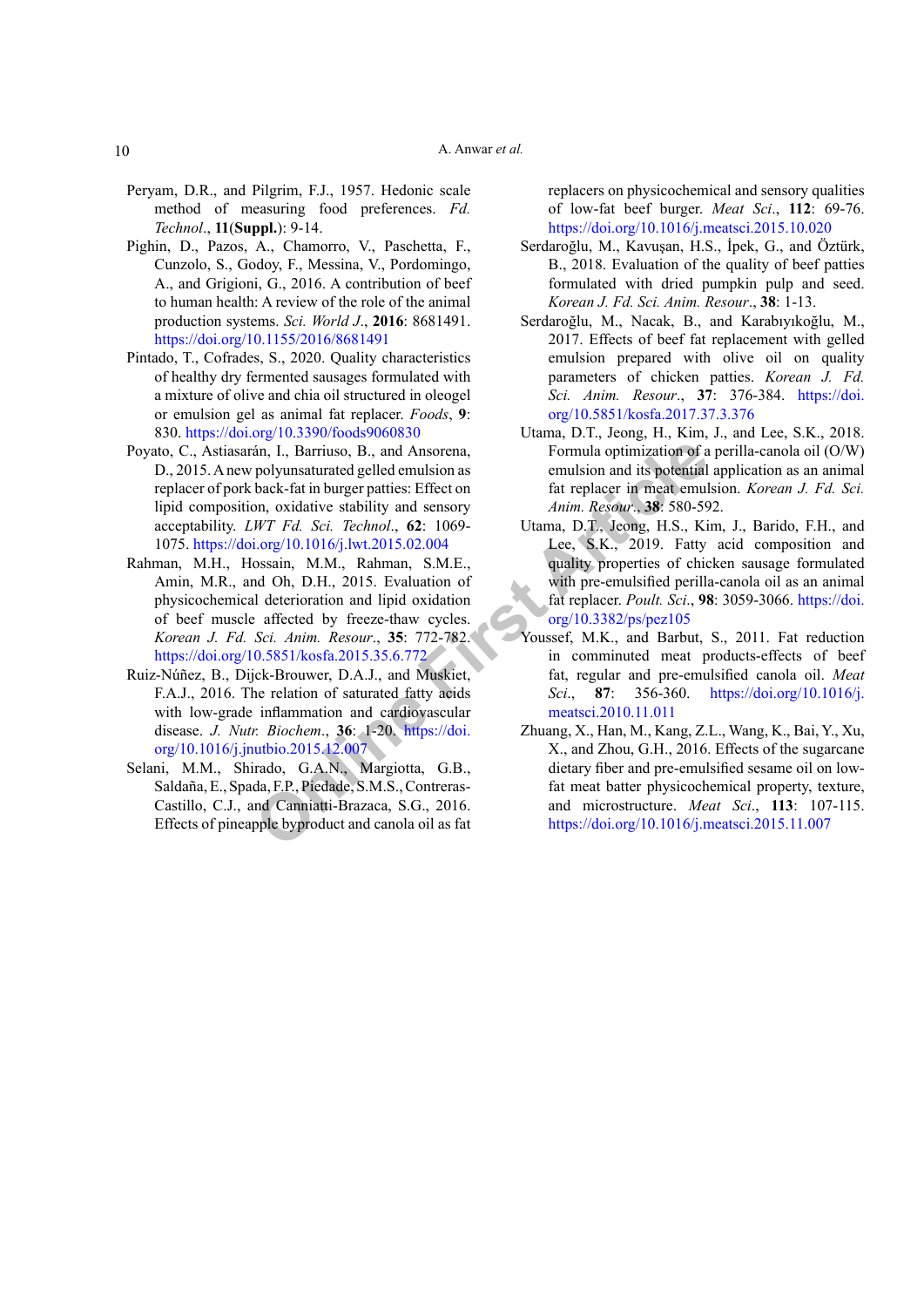Peryam, D.R., and Pilgrim, F.J., 1957. Hedonic scale method of measuring food preferences. *Fd. Technol.*, **11**(**Suppl.**): 9-14.

Pighin, D., Pazos, A., Chamorro, V., Paschetta, F., Cunzolo, S., Godoy, F., Messina, V., Pordomingo, A., and Grigioni, G., 2016. A contribution of beef to human health: A review of the role of the animal production systems. *Sci. World J.*, **2016**: 8681491. https://doi.org/10.1155/2016/8681491

Pintado, T., Cofrades, S., 2020. Quality characteristics of healthy dry fermented sausages formulated with a mixture of olive and chia oil structured in oleogel or emulsion gel as animal fat replacer. *Foods*, **9**: 830. https://doi.org/10.3390/foods9060830

Poyato, C., Astiasarán, I., Barriuso, B., and Ansorena, D., 2015. A new polyunsaturated gelled emulsion as replacer of pork back-fat in burger patties: Effect on lipid composition, oxidative stability and sensory acceptability. *LWT Fd. Sci. Technol.*, **62**: 1069-1075. https://doi.org/10.1016/j.lwt.2015.02.004

Rahman, M.H., Hossain, M.M., Rahman, S.M.E., Amin, M.R., and Oh, D.H., 2015. Evaluation of physicochemical deterioration and lipid oxidation of beef muscle affected by freeze-thaw cycles. *Korean J. Fd. Sci. Anim. Resour.*, **35**: 772-782. https://doi.org/10.5851/kosfa.2015.35.6.772

Ruiz-Núñez, B., Dijck-Brouwer, D.A.J., and Muskiet, F.A.J., 2016. The relation of saturated fatty acids with low-grade inflammation and cardiovascular disease. *J. Nutr. Biochem.*, **36**: 1-20. https://doi.org/10.1016/j.jnutbio.2015.12.007

Selani, M.M., Shirado, G.A.N., Margiotta, G.B., Saldaña, E., Spada, F.P., Piedade, S.M.S., Contreras-Castillo, C.J., and Canniatti-Brazaca, S.G., 2016. Effects of pineapple byproduct and canola oil as fat replacers on physicochemical and sensory qualities of low-fat beef burger. *Meat Sci.*, **112**: 69-76. https://doi.org/10.1016/j.meatsci.2015.10.020

Serdaroğlu, M., Kavuşan, H.S., İpek, G., and Öztürk, B., 2018. Evaluation of the quality of beef patties formulated with dried pumpkin pulp and seed. *Korean J. Fd. Sci. Anim. Resour.*, **38**: 1-13.

Serdaroğlu, M., Nacak, B., and Karabıyıkoğlu, M., 2017. Effects of beef fat replacement with gelled emulsion prepared with olive oil on quality parameters of chicken patties. *Korean J. Fd. Sci. Anim. Resour.*, **37**: 376-384. https://doi.org/10.5851/kosfa.2017.37.3.376

Utama, D.T., Jeong, H., Kim, J., and Lee, S.K., 2018. Formula optimization of a perilla-canola oil (O/W) emulsion and its potential application as an animal fat replacer in meat emulsion. *Korean J. Fd. Sci. Anim. Resour.*, **38**: 580-592.

Utama, D.T., Jeong, H.S., Kim, J., Barido, F.H., and Lee, S.K., 2019. Fatty acid composition and quality properties of chicken sausage formulated with pre-emulsified perilla-canola oil as an animal fat replacer. *Poult. Sci.*, **98**: 3059-3066. https://doi.org/10.3382/ps/pez105

Youssef, M.K., and Barbut, S., 2011. Fat reduction in comminuted meat products-effects of beef fat, regular and pre-emulsified canola oil. *Meat Sci.*, **87**: 356-360. https://doi.org/10.1016/j.meatsci.2010.11.011

Zhuang, X., Han, M., Kang, Z.L., Wang, K., Bai, Y., Xu, X., and Zhou, G.H., 2016. Effects of the sugarcane dietary fiber and pre-emulsified sesame oil on low-fat meat batter physicochemical property, texture, and microstructure. *Meat Sci.*, **113**: 107-115. https://doi.org/10.1016/j.meatsci.2015.11.007